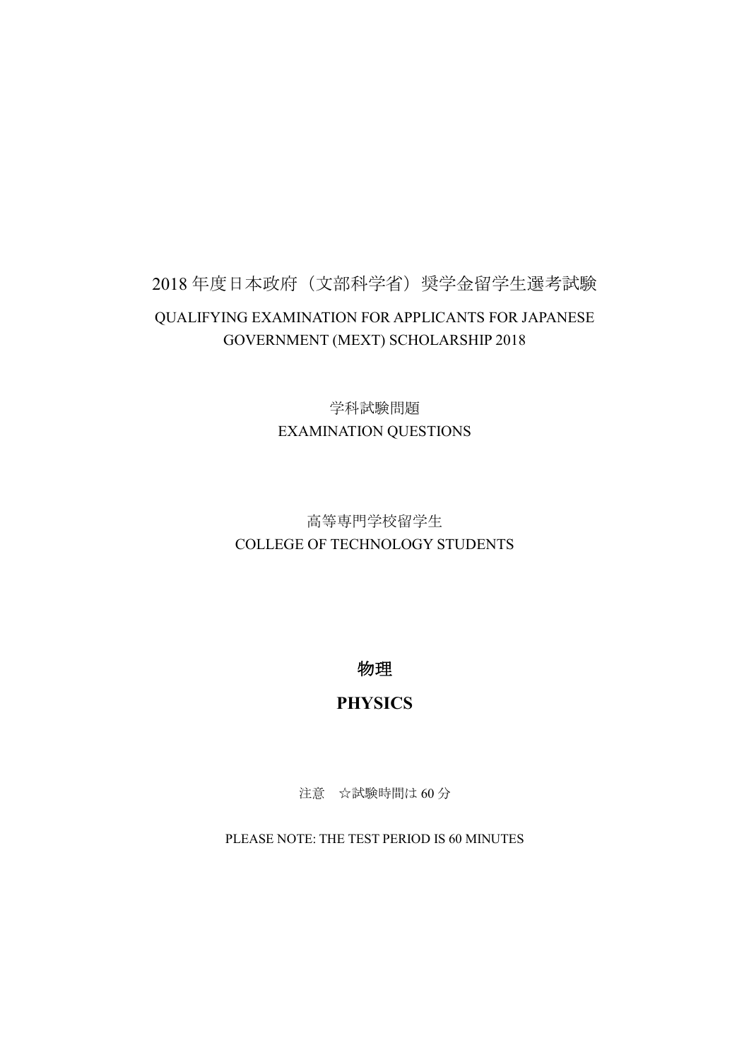2018 年度日本政府（文部科学省）奨学金留学生選考試験

QUALIFYING EXAMINATION FOR APPLICANTS FOR JAPANESE GOVERNMENT (MEXT) SCHOLARSHIP 2018

学科試験問題

EXAMINATION QUESTIONS

高等専門学校留学生

COLLEGE OF TECHNOLOGY STUDENTS

# 物理

# PHYSICS

注意　☆試験時間は 60 分

PLEASE NOTE: THE TEST PERIOD IS 60 MINUTES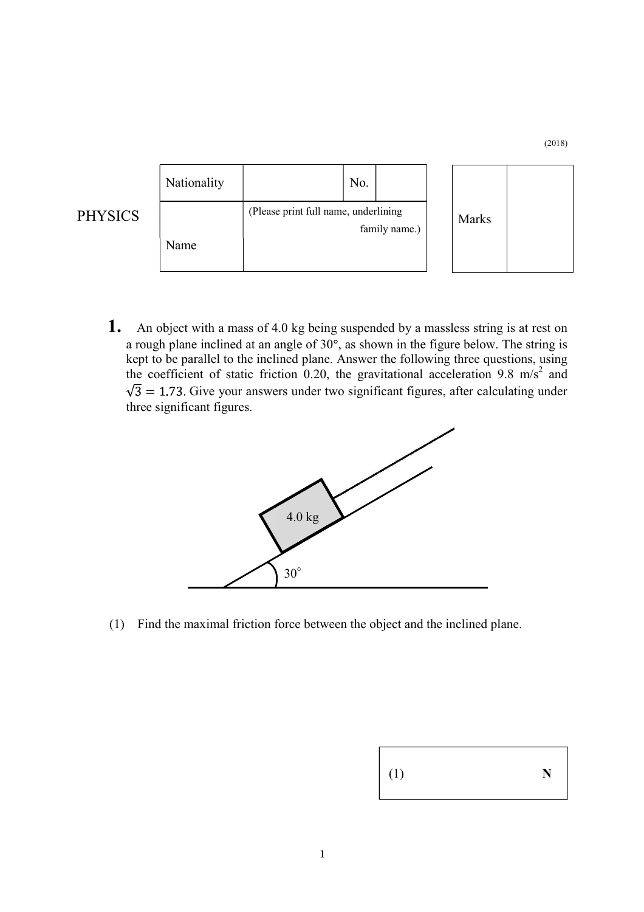(2018)

| Nationality | | No. | |
|---|---|---|---|
| Name | (Please print full name, underlining family name.) | | |

PHYSICS

| Marks | |
|---|---|

**1.** An object with a mass of 4.0 kg being suspended by a massless string is at rest on a rough plane inclined at an angle of 30°, as shown in the figure below. The string is kept to be parallel to the inclined plane. Answer the following three questions, using the coefficient of static friction 0.20, the gravitational acceleration 9.8 m/s$^2$ and $\sqrt{3} = 1.73$. Give your answers under two significant figures, after calculating under three significant figures.

(1) Find the maximal friction force between the object and the inclined plane.

| (1) N |
|---|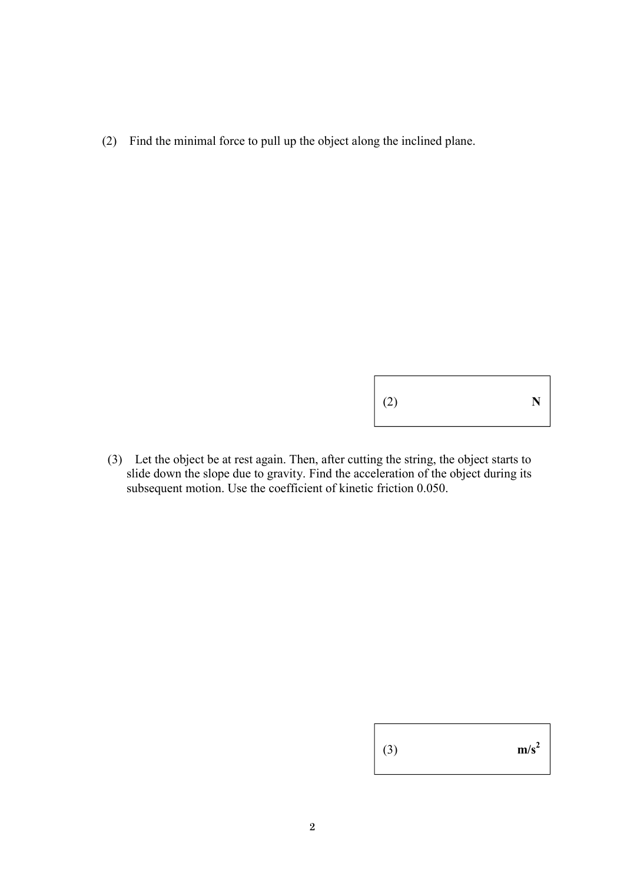(2) Find the minimal force to pull up the object along the inclined plane.

| (2) | N |
|---|---|

(3) Let the object be at rest again. Then, after cutting the string, the object starts to slide down the slope due to gravity. Find the acceleration of the object during its subsequent motion. Use the coefficient of kinetic friction 0.050.

| (3) | $m/s^2$ |
|---|---|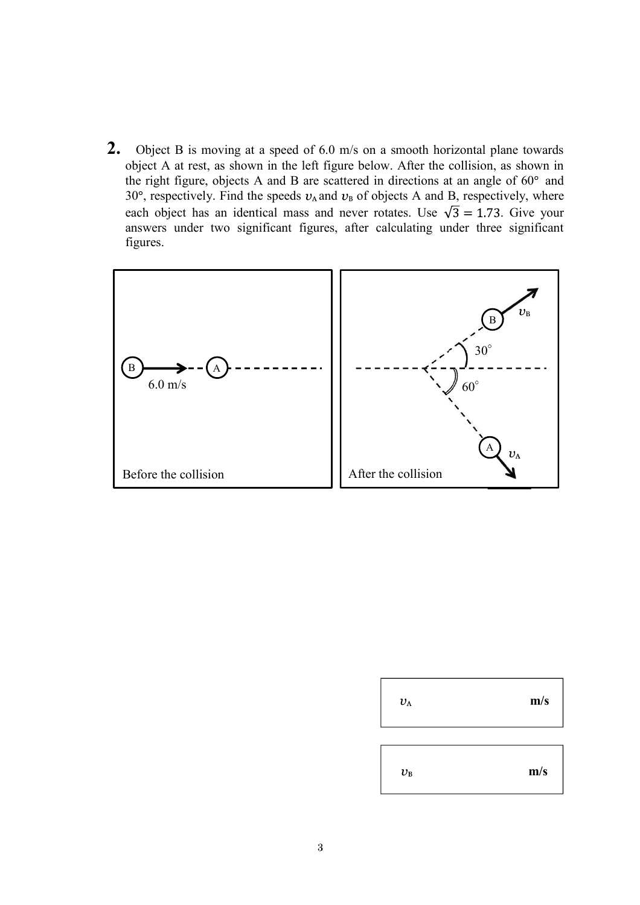**2.** Object B is moving at a speed of 6.0 m/s on a smooth horizontal plane towards object A at rest, as shown in the left figure below. After the collision, as shown in the right figure, objects A and B are scattered in directions at an angle of 60° and 30°, respectively. Find the speeds $v_A$ and $v_B$ of objects A and B, respectively, where each object has an identical mass and never rotates. Use $\sqrt{3} = 1.73$. Give your answers under two significant figures, after calculating under three significant figures.

B → A  
6.0 m/s

Before the collision

$v_B$  
30°  
60°  
$v_A$

After the collision

| $v_A$ | m/s |
|---|---|

| $v_B$ | m/s |
|---|---|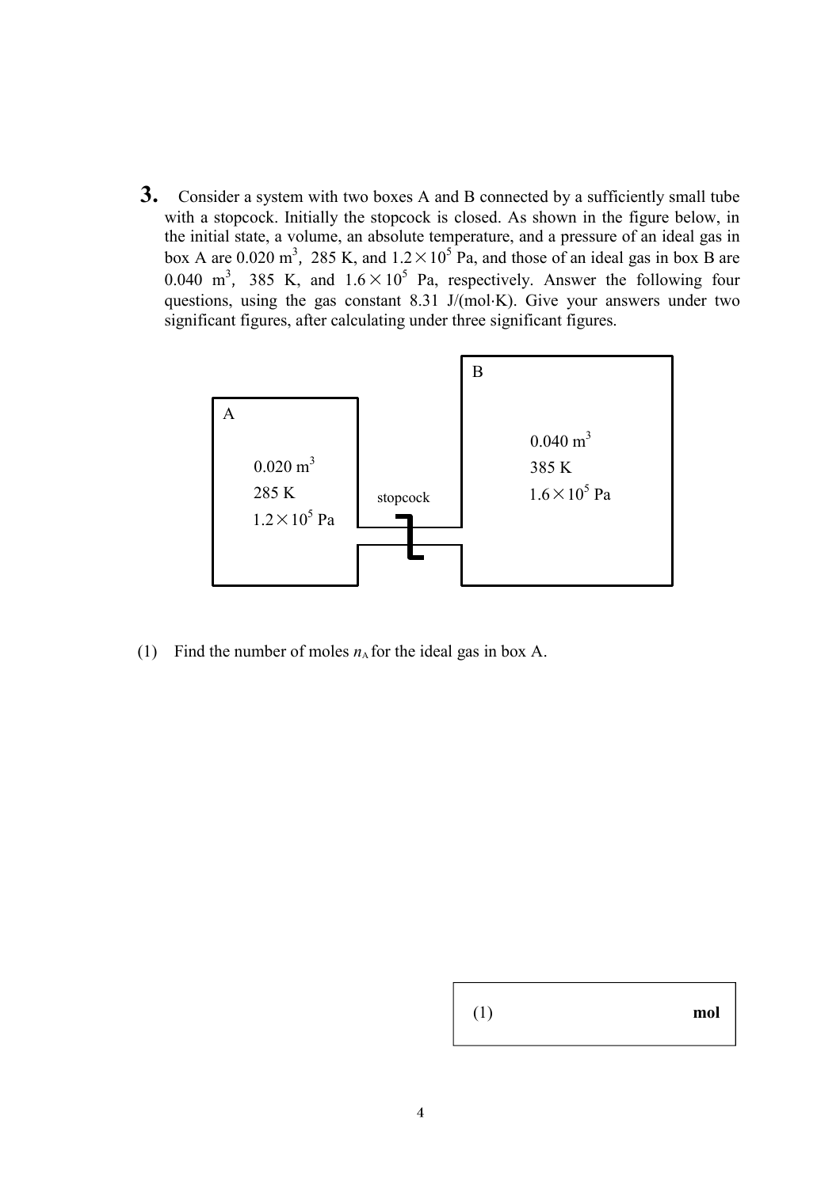**3.** Consider a system with two boxes A and B connected by a sufficiently small tube with a stopcock. Initially the stopcock is closed. As shown in the figure below, in the initial state, a volume, an absolute temperature, and a pressure of an ideal gas in box A are 0.020 $m^3$, 285 K, and $1.2 \times 10^5$ Pa, and those of an ideal gas in box B are 0.040 $m^3$, 385 K, and $1.6 \times 10^5$ Pa, respectively. Answer the following four questions, using the gas constant 8.31 J/(mol·K). Give your answers under two significant figures, after calculating under three significant figures.

A: 0.020 $m^3$, 285 K, $1.2 \times 10^5$ Pa

stopcock

B: 0.040 $m^3$, 385 K, $1.6 \times 10^5$ Pa

(1) Find the number of moles $n_A$ for the ideal gas in box A.

| (1) | mol |
|---|---|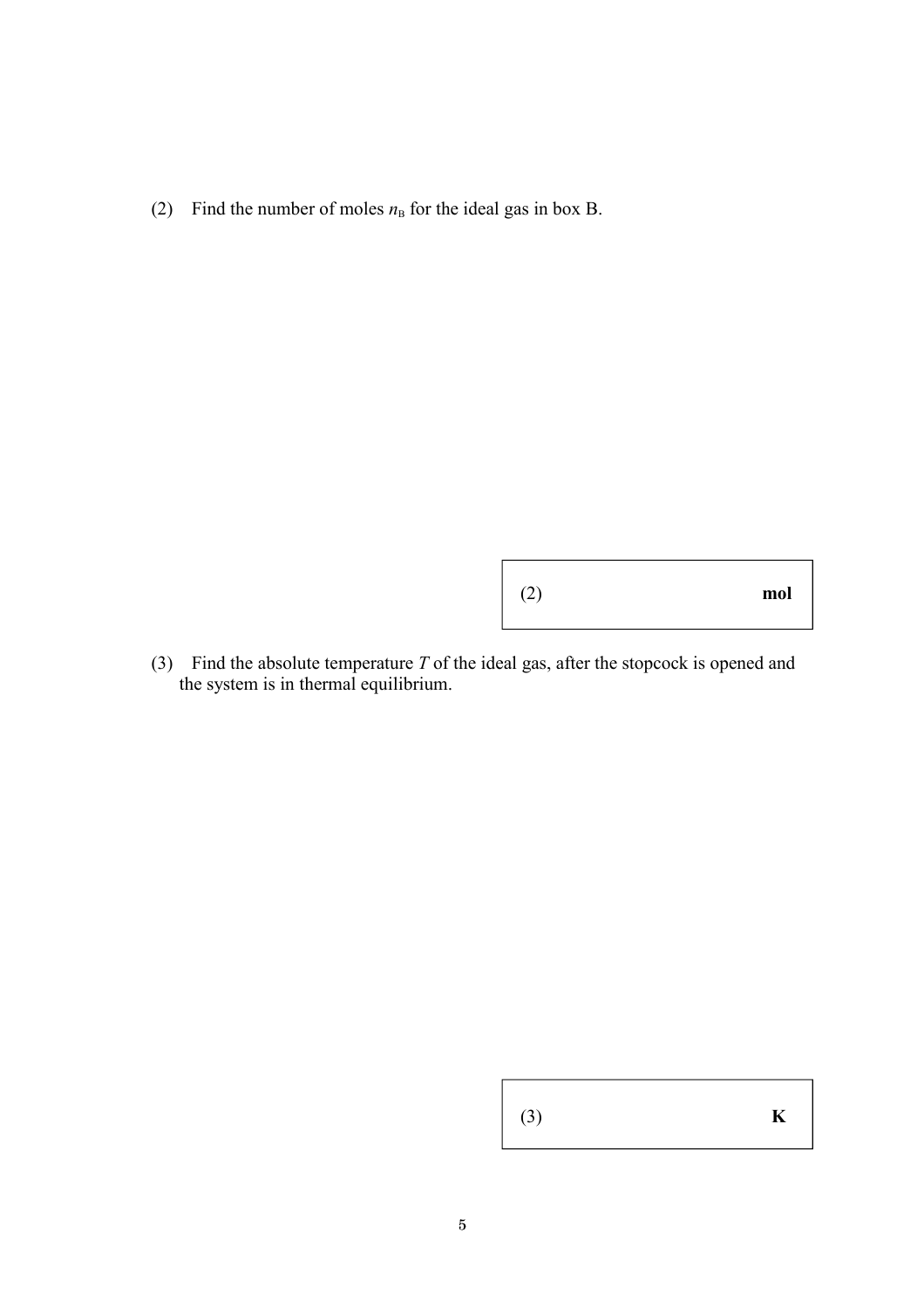(2) Find the number of moles $n_B$ for the ideal gas in box B.

| (2) | **mol** |
|---|---|

(3) Find the absolute temperature $T$ of the ideal gas, after the stopcock is opened and the system is in thermal equilibrium.

| (3) | **K** |
|---|---|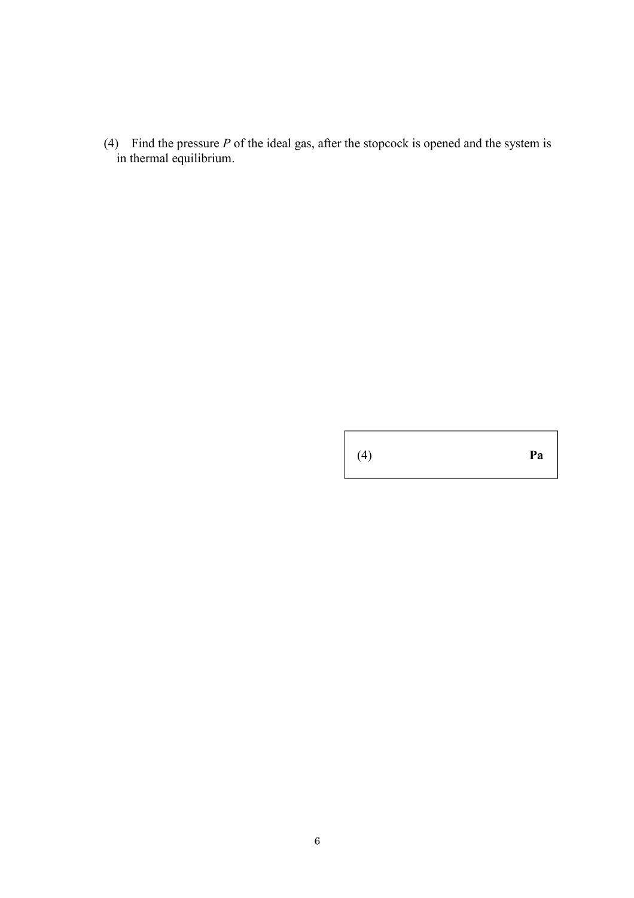(4) Find the pressure $P$ of the ideal gas, after the stopcock is opened and the system is in thermal equilibrium.

| (4) | **Pa** |
|---|---|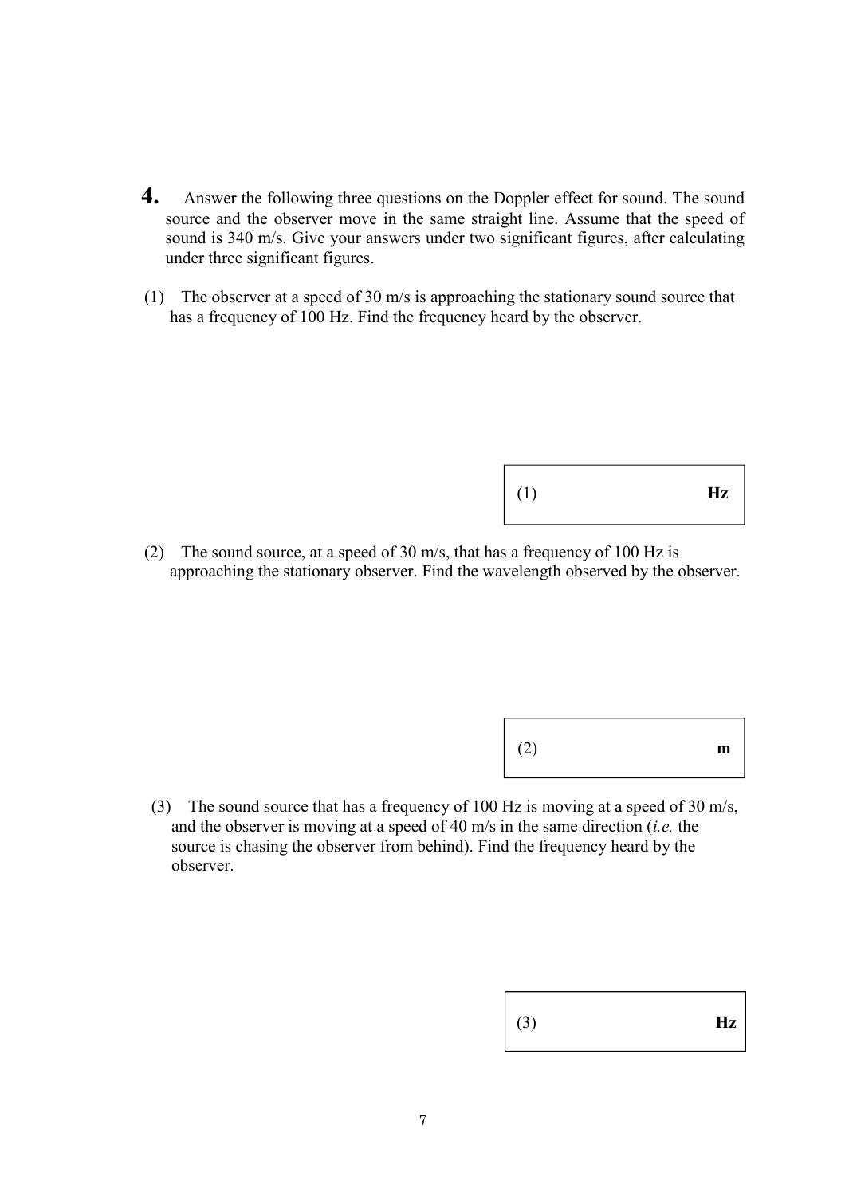**4.** Answer the following three questions on the Doppler effect for sound. The sound source and the observer move in the same straight line. Assume that the speed of sound is 340 m/s. Give your answers under two significant figures, after calculating under three significant figures.

(1) The observer at a speed of 30 m/s is approaching the stationary sound source that has a frequency of 100 Hz. Find the frequency heard by the observer.

| (1) **Hz** |
|---|

(2) The sound source, at a speed of 30 m/s, that has a frequency of 100 Hz is approaching the stationary observer. Find the wavelength observed by the observer.

| (2) **m** |
|---|

(3) The sound source that has a frequency of 100 Hz is moving at a speed of 30 m/s, and the observer is moving at a speed of 40 m/s in the same direction (*i.e.* the source is chasing the observer from behind). Find the frequency heard by the observer.

| (3) **Hz** |
|---|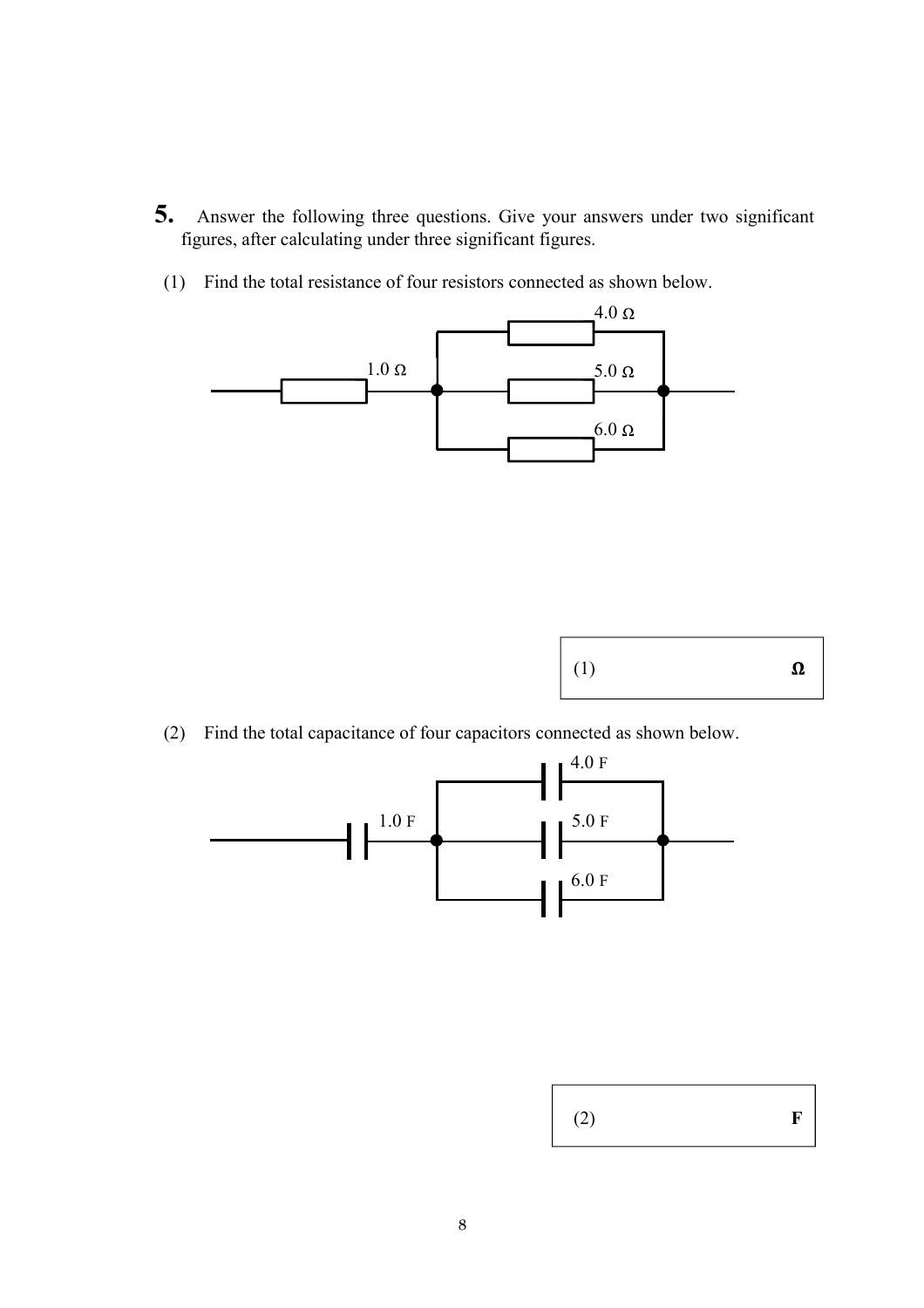**5.** Answer the following three questions. Give your answers under two significant figures, after calculating under three significant figures.

(1) Find the total resistance of four resistors connected as shown below.

4.0 Ω

1.0 Ω

5.0 Ω

6.0 Ω

| (1) | Ω |
|---|---|

(2) Find the total capacitance of four capacitors connected as shown below.

4.0 F

1.0 F

5.0 F

6.0 F

| (2) | F |
|---|---|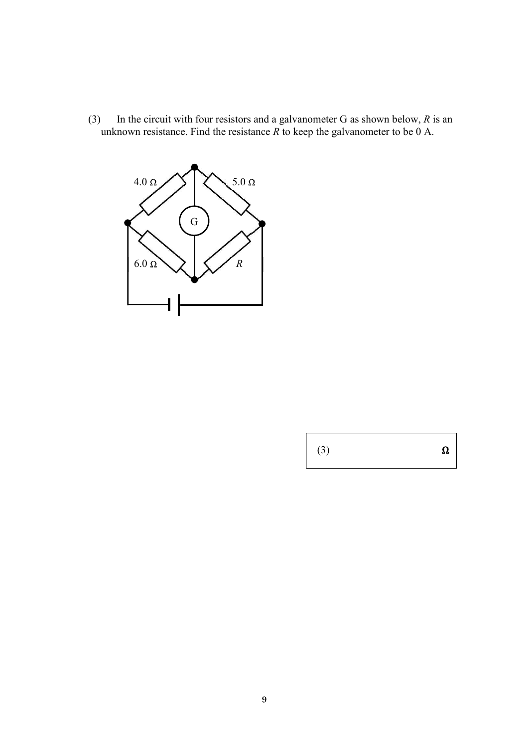(3) In the circuit with four resistors and a galvanometer G as shown below, $R$ is an unknown resistance. Find the resistance $R$ to keep the galvanometer to be 0 A.

4.0 Ω

5.0 Ω

G

6.0 Ω

$R$

| (3) | Ω |
|---|---|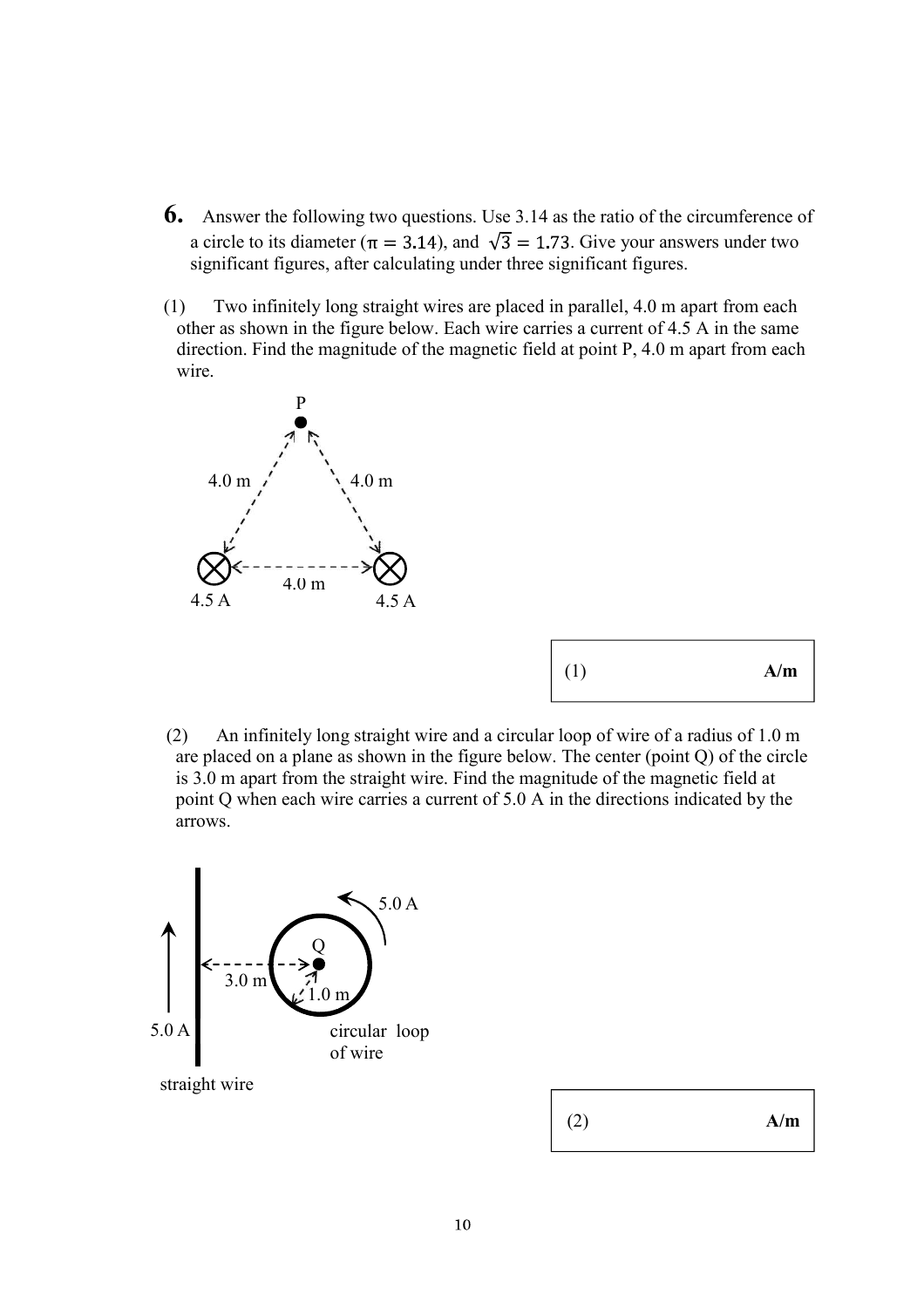**6.** Answer the following two questions. Use 3.14 as the ratio of the circumference of a circle to its diameter ($\pi = 3.14$), and $\sqrt{3} = 1.73$. Give your answers under two significant figures, after calculating under three significant figures.

(1) Two infinitely long straight wires are placed in parallel, 4.0 m apart from each other as shown in the figure below. Each wire carries a current of 4.5 A in the same direction. Find the magnitude of the magnetic field at point P, 4.0 m apart from each wire.

P

4.0 m 4.0 m

4.0 m

4.5 A 4.5 A

| (1) | A/m |
|---|---|

(2) An infinitely long straight wire and a circular loop of wire of a radius of 1.0 m are placed on a plane as shown in the figure below. The center (point Q) of the circle is 3.0 m apart from the straight wire. Find the magnitude of the magnetic field at point Q when each wire carries a current of 5.0 A in the directions indicated by the arrows.

5.0 A

Q

3.0 m

1.0 m

5.0 A

circular loop of wire

straight wire

| (2) | A/m |
|---|---|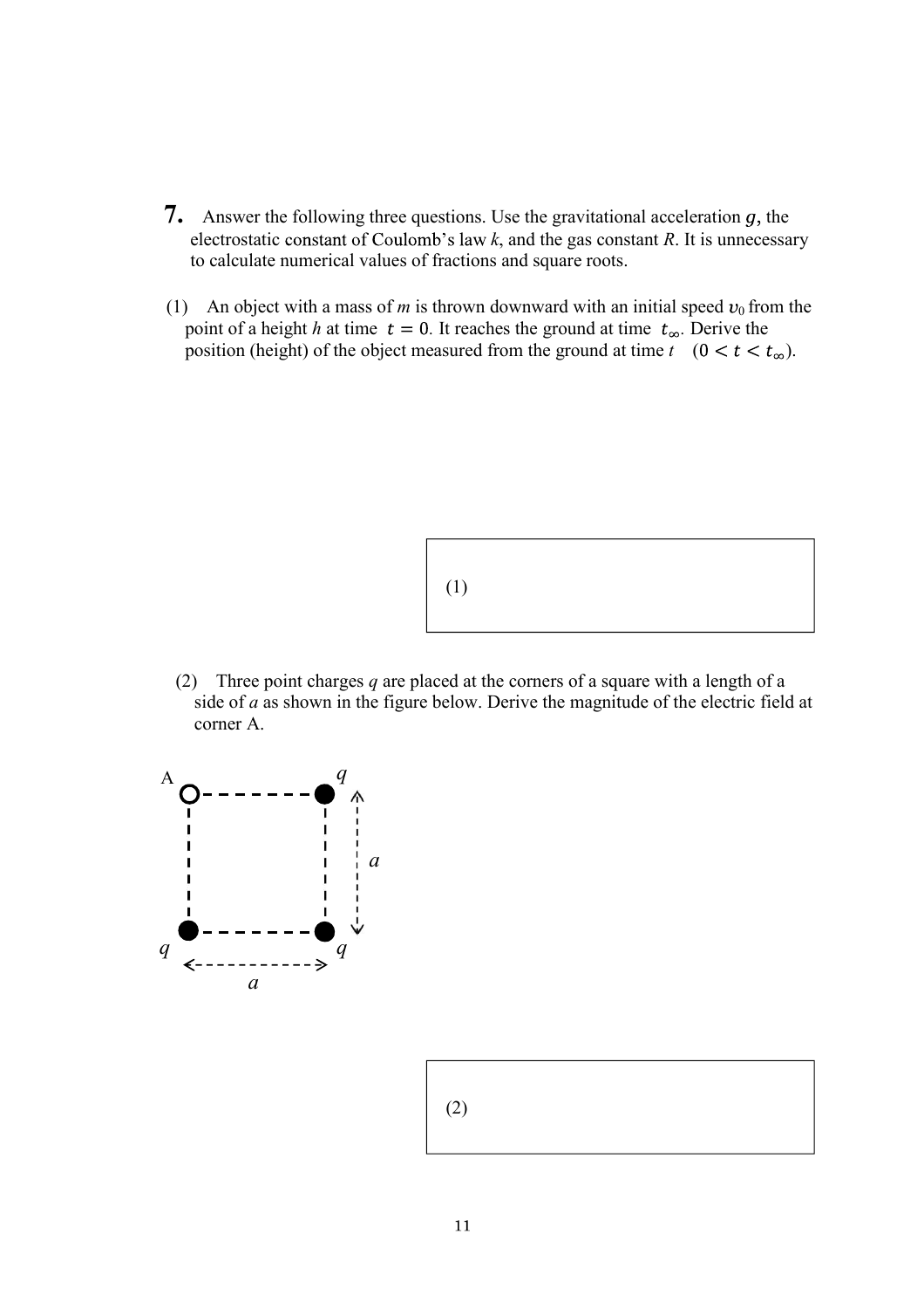**7.** Answer the following three questions. Use the gravitational acceleration $g$, the electrostatic constant of Coulomb's law $k$, and the gas constant $R$. It is unnecessary to calculate numerical values of fractions and square roots.

(1) An object with a mass of $m$ is thrown downward with an initial speed $v_0$ from the point of a height $h$ at time $t = 0$. It reaches the ground at time $t_\infty$. Derive the position (height) of the object measured from the ground at time $t$ $(0 < t < t_\infty)$.

| (1) |
|---|

(2) Three point charges $q$ are placed at the corners of a square with a length of a side of $a$ as shown in the figure below. Derive the magnitude of the electric field at corner A.

A $q$

$a$

$q$ $q$

$a$

| (2) |
|---|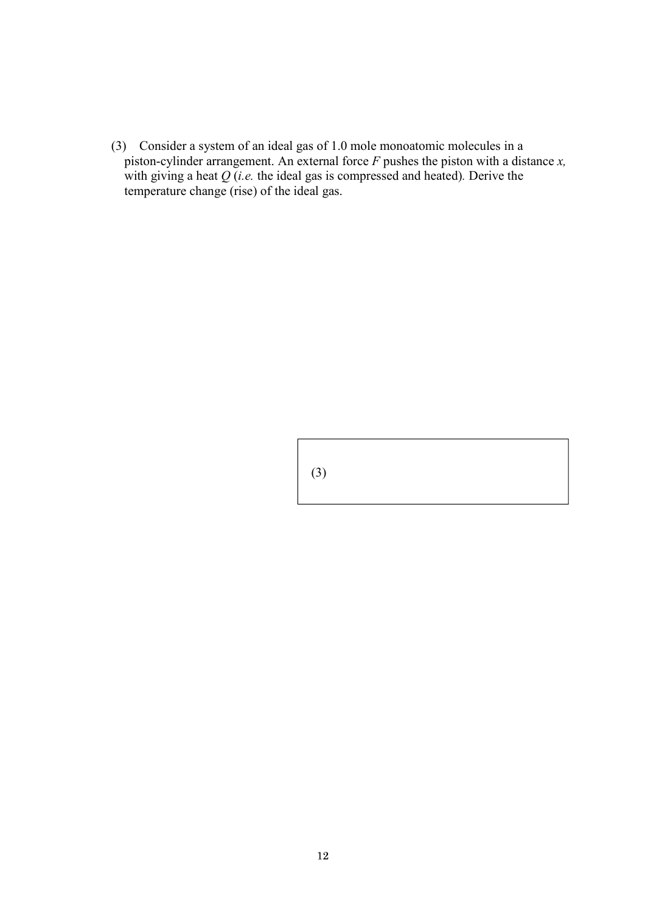(3) Consider a system of an ideal gas of 1.0 mole monoatomic molecules in a piston-cylinder arrangement. An external force $F$ pushes the piston with a distance $x$, with giving a heat $Q$ (*i.e.* the ideal gas is compressed and heated). Derive the temperature change (rise) of the ideal gas.

| |
|---|
| (3) |